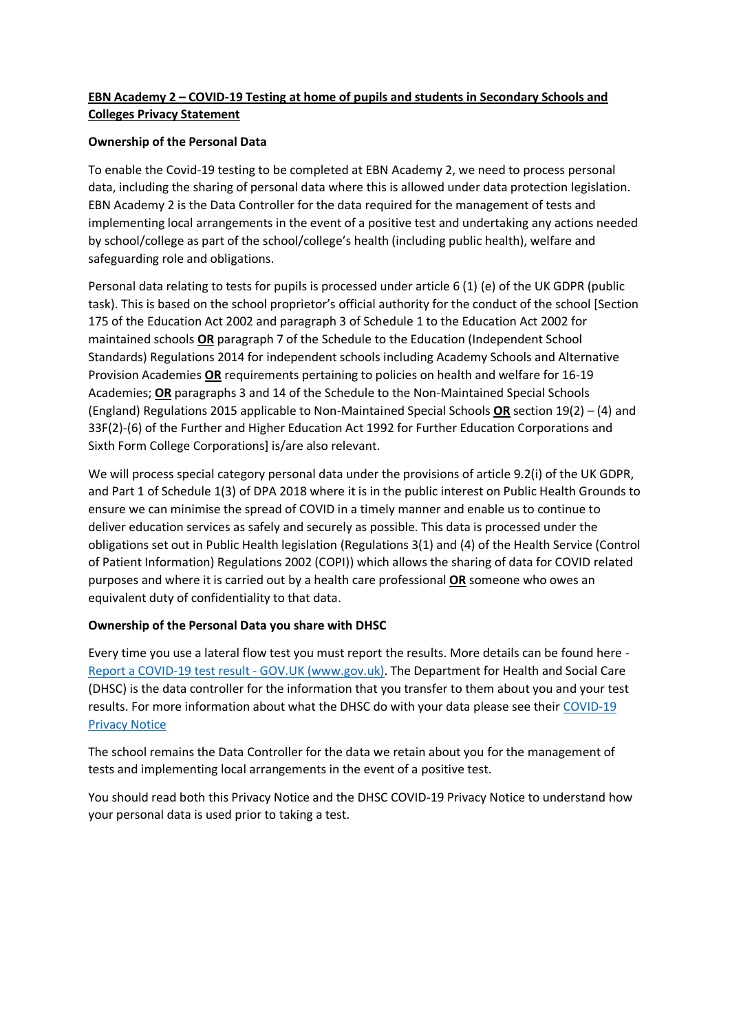# EBN Academy 2 – COVID-19 Testing at home of pupils and students in Secondary Schools and Colleges Privacy Statement

## Ownership of the Personal Data

To enable the Covid-19 testing to be completed at EBN Academy 2, we need to process personal data, including the sharing of personal data where this is allowed under data protection legislation. EBN Academy 2 is the Data Controller for the data required for the management of tests and implementing local arrangements in the event of a positive test and undertaking any actions needed by school/college as part of the school/college's health (including public health), welfare and safeguarding role and obligations.

Personal data relating to tests for pupils is processed under article 6 (1) (e) of the UK GDPR (public task). This is based on the school proprietor's official authority for the conduct of the school [Section 175 of the Education Act 2002 and paragraph 3 of Schedule 1 to the Education Act 2002 for maintained schools **OR** paragraph 7 of the Schedule to the Education (Independent School Standards) Regulations 2014 for independent schools including Academy Schools and Alternative Provision Academies **OR** requirements pertaining to policies on health and welfare for 16-19 Academies; **OR** paragraphs 3 and 14 of the Schedule to the Non-Maintained Special Schools (England) Regulations 2015 applicable to Non-Maintained Special Schools **OR** section 19(2) – (4) and 33F(2)-(6) of the Further and Higher Education Act 1992 for Further Education Corporations and Sixth Form College Corporations] is/are also relevant.

We will process special category personal data under the provisions of article 9.2(i) of the UK GDPR, and Part 1 of Schedule 1(3) of DPA 2018 where it is in the public interest on Public Health Grounds to ensure we can minimise the spread of COVID in a timely manner and enable us to continue to deliver education services as safely and securely as possible. This data is processed under the obligations set out in Public Health legislation (Regulations 3(1) and (4) of the Health Service (Control of Patient Information) Regulations 2002 (COPI)) which allows the sharing of data for COVID related purposes and where it is carried out by a health care professional **OR** someone who owes an equivalent duty of confidentiality to that data.

## Ownership of the Personal Data you share with DHSC

Every time you use a lateral flow test you must report the results. More details can be found here - [Report a COVID-19 test result - GOV.UK (www.gov.uk)](). The Department for Health and Social Care (DHSC) is the data controller for the information that you transfer to them about you and your test results. For more information about what the DHSC do with your data please see their [COVID-19 Privacy Notice]()

The school remains the Data Controller for the data we retain about you for the management of tests and implementing local arrangements in the event of a positive test.

You should read both this Privacy Notice and the DHSC COVID-19 Privacy Notice to understand how your personal data is used prior to taking a test.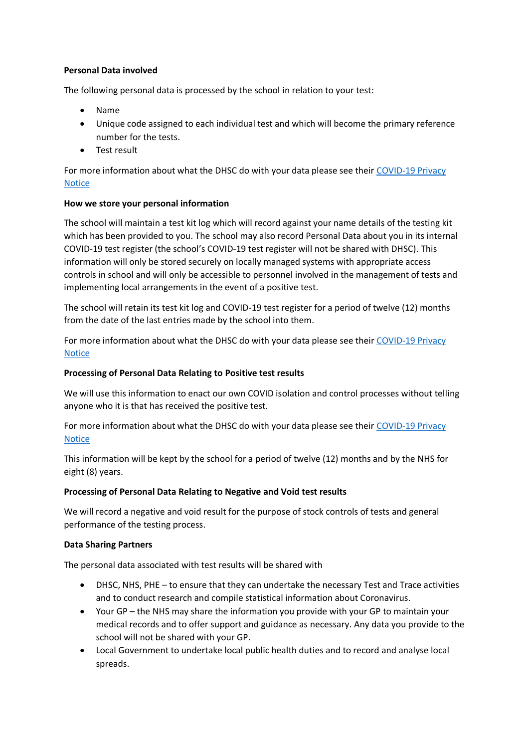**Personal Data involved**

The following personal data is processed by the school in relation to your test:

- Name
- Unique code assigned to each individual test and which will become the primary reference number for the tests.
- Test result

For more information about what the DHSC do with your data please see their [COVID-19 Privacy Notice]()

**How we store your personal information**

The school will maintain a test kit log which will record against your name details of the testing kit which has been provided to you. The school may also record Personal Data about you in its internal COVID-19 test register (the school's COVID-19 test register will not be shared with DHSC). This information will only be stored securely on locally managed systems with appropriate access controls in school and will only be accessible to personnel involved in the management of tests and implementing local arrangements in the event of a positive test.

The school will retain its test kit log and COVID-19 test register for a period of twelve (12) months from the date of the last entries made by the school into them.

For more information about what the DHSC do with your data please see their [COVID-19 Privacy Notice]()

**Processing of Personal Data Relating to Positive test results**

We will use this information to enact our own COVID isolation and control processes without telling anyone who it is that has received the positive test.

For more information about what the DHSC do with your data please see their [COVID-19 Privacy Notice]()

This information will be kept by the school for a period of twelve (12) months and by the NHS for eight (8) years.

**Processing of Personal Data Relating to Negative and Void test results**

We will record a negative and void result for the purpose of stock controls of tests and general performance of the testing process.

**Data Sharing Partners**

The personal data associated with test results will be shared with

- DHSC, NHS, PHE – to ensure that they can undertake the necessary Test and Trace activities and to conduct research and compile statistical information about Coronavirus.
- Your GP – the NHS may share the information you provide with your GP to maintain your medical records and to offer support and guidance as necessary. Any data you provide to the school will not be shared with your GP.
- Local Government to undertake local public health duties and to record and analyse local spreads.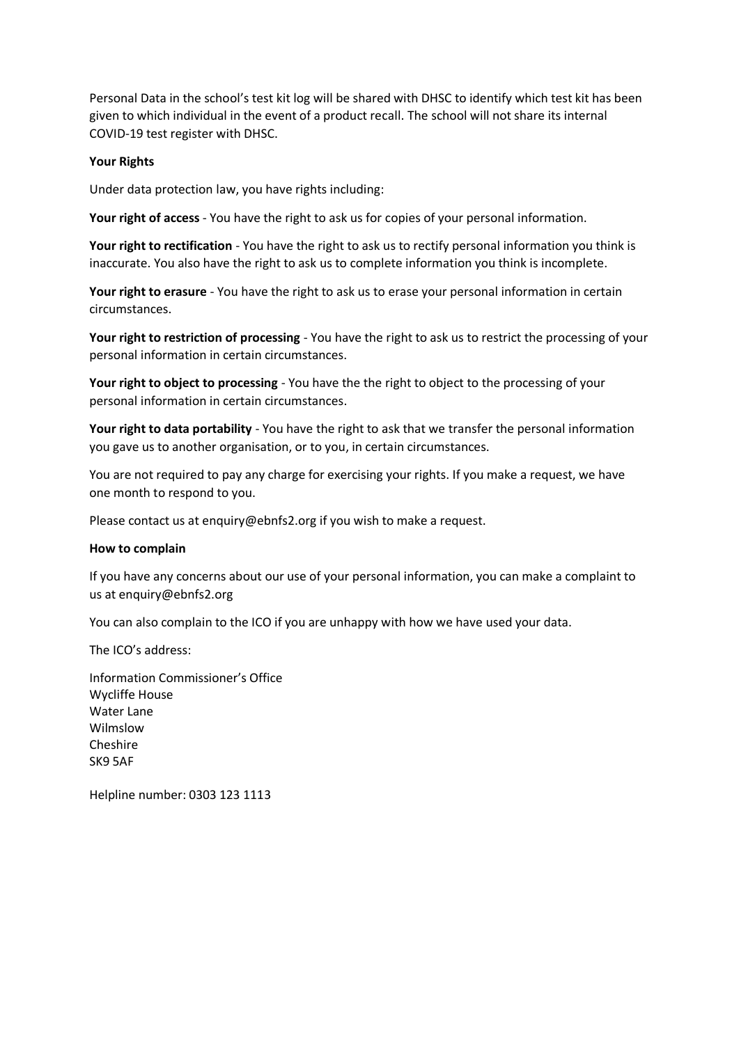Personal Data in the school's test kit log will be shared with DHSC to identify which test kit has been given to which individual in the event of a product recall. The school will not share its internal COVID-19 test register with DHSC.

**Your Rights**

Under data protection law, you have rights including:

**Your right of access** - You have the right to ask us for copies of your personal information.

**Your right to rectification** - You have the right to ask us to rectify personal information you think is inaccurate. You also have the right to ask us to complete information you think is incomplete.

**Your right to erasure** - You have the right to ask us to erase your personal information in certain circumstances.

**Your right to restriction of processing** - You have the right to ask us to restrict the processing of your personal information in certain circumstances.

**Your right to object to processing** - You have the the right to object to the processing of your personal information in certain circumstances.

**Your right to data portability** - You have the right to ask that we transfer the personal information you gave us to another organisation, or to you, in certain circumstances.

You are not required to pay any charge for exercising your rights. If you make a request, we have one month to respond to you.

Please contact us at enquiry@ebnfs2.org if you wish to make a request.

**How to complain**

If you have any concerns about our use of your personal information, you can make a complaint to us at enquiry@ebnfs2.org

You can also complain to the ICO if you are unhappy with how we have used your data.

The ICO's address:

Information Commissioner's Office
Wycliffe House
Water Lane
Wilmslow
Cheshire
SK9 5AF

Helpline number: 0303 123 1113